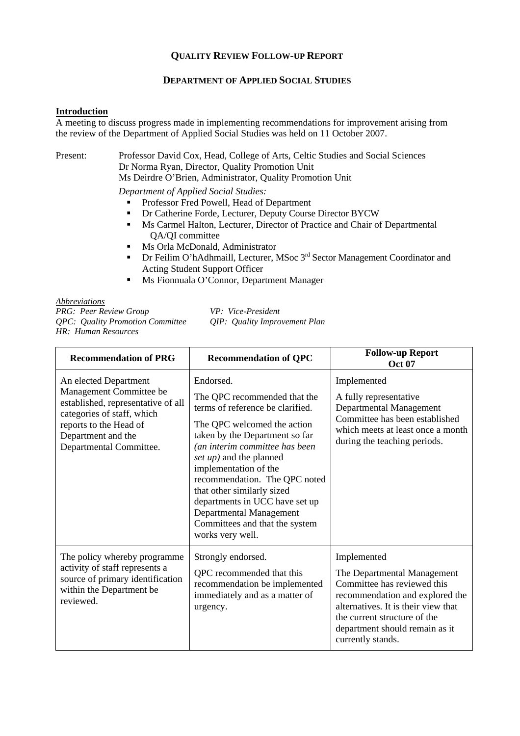# QUALITY REVIEW FOLLOW-UP REPORT

## DEPARTMENT OF APPLIED SOCIAL STUDIES

**Introduction**

A meeting to discuss progress made in implementing recommendations for improvement arising from the review of the Department of Applied Social Studies was held on 11 October 2007.

Present: Professor David Cox, Head, College of Arts, Celtic Studies and Social Sciences
Dr Norma Ryan, Director, Quality Promotion Unit
Ms Deirdre O'Brien, Administrator, Quality Promotion Unit

*Department of Applied Social Studies:*

- Professor Fred Powell, Head of Department
- Dr Catherine Forde, Lecturer, Deputy Course Director BYCW
- Ms Carmel Halton, Lecturer, Director of Practice and Chair of Departmental QA/QI committee
- Ms Orla McDonald, Administrator
- Dr Feilim O'hAdhmaill, Lecturer, MSoc 3rd Sector Management Coordinator and Acting Student Support Officer
- Ms Fionnuala O'Connor, Department Manager

*Abbreviations*

*PRG: Peer Review Group*
*QPC: Quality Promotion Committee*
*HR: Human Resources*
*VP: Vice-President*
*QIP: Quality Improvement Plan*

| Recommendation of PRG | Recommendation of QPC | Follow-up Report Oct 07 |
|---|---|---|
| An elected Department Management Committee be established, representative of all categories of staff, which reports to the Head of Department and the Departmental Committee. | Endorsed.<br><br>The QPC recommended that the terms of reference be clarified.<br><br>The QPC welcomed the action taken by the Department so far *(an interim committee has been set up)* and the planned implementation of the recommendation. The QPC noted that other similarly sized departments in UCC have set up Departmental Management Committees and that the system works very well. | Implemented<br><br>A fully representative Departmental Management Committee has been established which meets at least once a month during the teaching periods. |
| The policy whereby programme activity of staff represents a source of primary identification within the Department be reviewed. | Strongly endorsed.<br><br>QPC recommended that this recommendation be implemented immediately and as a matter of urgency. | Implemented<br><br>The Departmental Management Committee has reviewed this recommendation and explored the alternatives. It is their view that the current structure of the department should remain as it currently stands. |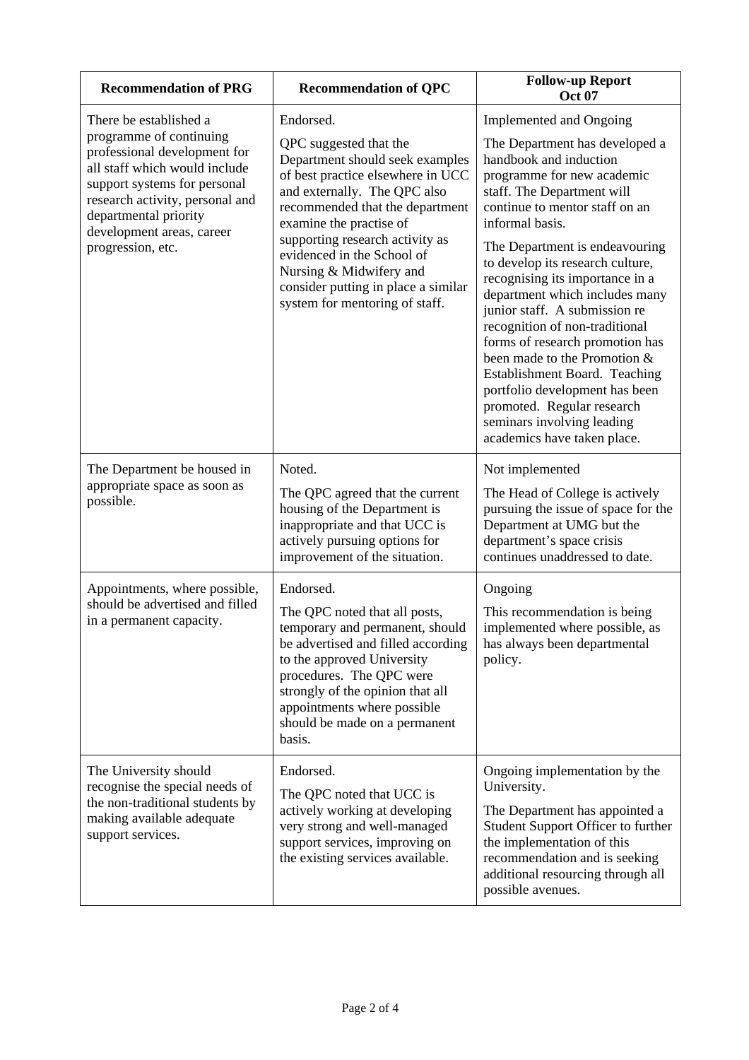| Recommendation of PRG | Recommendation of QPC | Follow-up Report Oct 07 |
| --- | --- | --- |
| There be established a programme of continuing professional development for all staff which would include support systems for personal research activity, personal and departmental priority development areas, career progression, etc. | Endorsed.<br><br>QPC suggested that the Department should seek examples of best practice elsewhere in UCC and externally. The QPC also recommended that the department examine the practise of supporting research activity as evidenced in the School of Nursing & Midwifery and consider putting in place a similar system for mentoring of staff. | Implemented and Ongoing<br><br>The Department has developed a handbook and induction programme for new academic staff. The Department will continue to mentor staff on an informal basis.<br><br>The Department is endeavouring to develop its research culture, recognising its importance in a department which includes many junior staff. A submission re recognition of non-traditional forms of research promotion has been made to the Promotion & Establishment Board. Teaching portfolio development has been promoted. Regular research seminars involving leading academics have taken place. |
| The Department be housed in appropriate space as soon as possible. | Noted.<br><br>The QPC agreed that the current housing of the Department is inappropriate and that UCC is actively pursuing options for improvement of the situation. | Not implemented<br><br>The Head of College is actively pursuing the issue of space for the Department at UMG but the department's space crisis continues unaddressed to date. |
| Appointments, where possible, should be advertised and filled in a permanent capacity. | Endorsed.<br><br>The QPC noted that all posts, temporary and permanent, should be advertised and filled according to the approved University procedures. The QPC were strongly of the opinion that all appointments where possible should be made on a permanent basis. | Ongoing<br><br>This recommendation is being implemented where possible, as has always been departmental policy. |
| The University should recognise the special needs of the non-traditional students by making available adequate support services. | Endorsed.<br><br>The QPC noted that UCC is actively working at developing very strong and well-managed support services, improving on the existing services available. | Ongoing implementation by the University.<br><br>The Department has appointed a Student Support Officer to further the implementation of this recommendation and is seeking additional resourcing through all possible avenues. |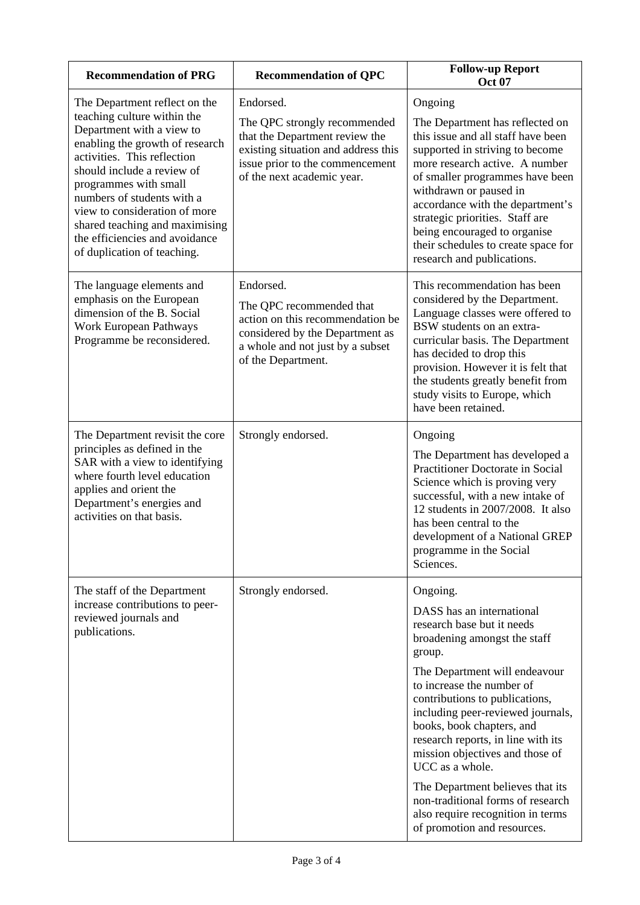| Recommendation of PRG | Recommendation of QPC | Follow-up Report Oct 07 |
|---|---|---|
| The Department reflect on the teaching culture within the Department with a view to enabling the growth of research activities. This reflection should include a review of programmes with small numbers of students with a view to consideration of more shared teaching and maximising the efficiencies and avoidance of duplication of teaching. | Endorsed.<br><br>The QPC strongly recommended that the Department review the existing situation and address this issue prior to the commencement of the next academic year. | Ongoing<br><br>The Department has reflected on this issue and all staff have been supported in striving to become more research active. A number of smaller programmes have been withdrawn or paused in accordance with the department's strategic priorities. Staff are being encouraged to organise their schedules to create space for research and publications. |
| The language elements and emphasis on the European dimension of the B. Social Work European Pathways Programme be reconsidered. | Endorsed.<br><br>The QPC recommended that action on this recommendation be considered by the Department as a whole and not just by a subset of the Department. | This recommendation has been considered by the Department. Language classes were offered to BSW students on an extra-curricular basis. The Department has decided to drop this provision. However it is felt that the students greatly benefit from study visits to Europe, which have been retained. |
| The Department revisit the core principles as defined in the SAR with a view to identifying where fourth level education applies and orient the Department's energies and activities on that basis. | Strongly endorsed. | Ongoing<br><br>The Department has developed a Practitioner Doctorate in Social Science which is proving very successful, with a new intake of 12 students in 2007/2008. It also has been central to the development of a National GREP programme in the Social Sciences. |
| The staff of the Department increase contributions to peer-reviewed journals and publications. | Strongly endorsed. | Ongoing.<br><br>DASS has an international research base but it needs broadening amongst the staff group.<br><br>The Department will endeavour to increase the number of contributions to publications, including peer-reviewed journals, books, book chapters, and research reports, in line with its mission objectives and those of UCC as a whole.<br><br>The Department believes that its non-traditional forms of research also require recognition in terms of promotion and resources. |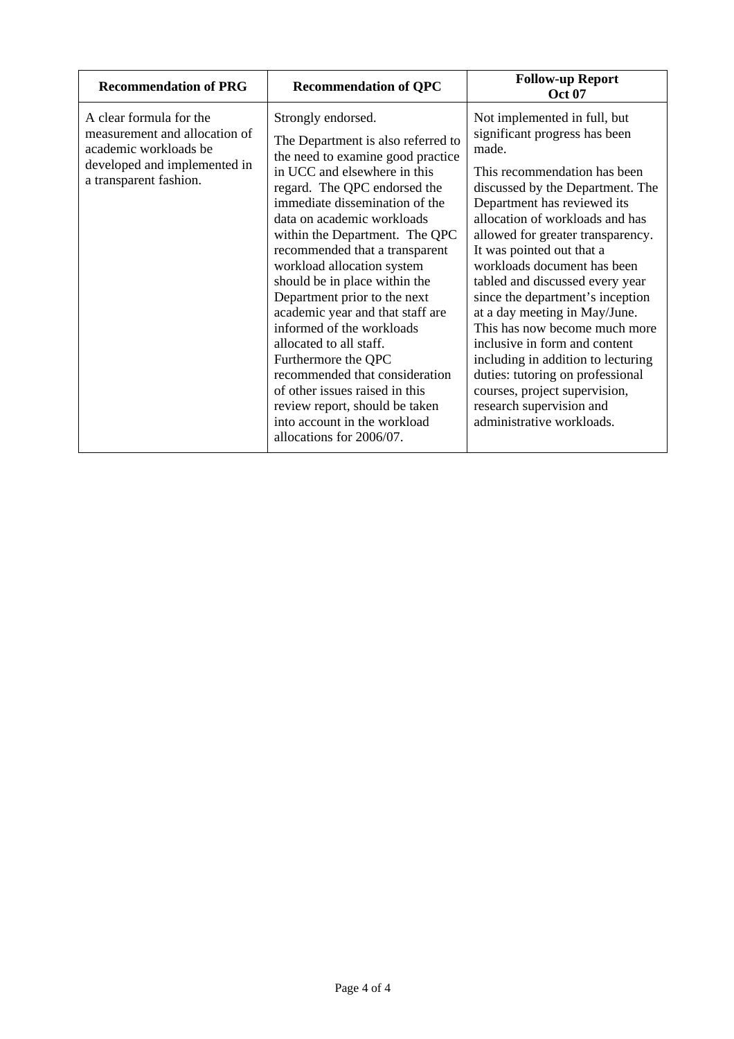| Recommendation of PRG | Recommendation of QPC | Follow-up Report Oct 07 |
|---|---|---|
| A clear formula for the measurement and allocation of academic workloads be developed and implemented in a transparent fashion. | Strongly endorsed.<br><br>The Department is also referred to the need to examine good practice in UCC and elsewhere in this regard. The QPC endorsed the immediate dissemination of the data on academic workloads within the Department. The QPC recommended that a transparent workload allocation system should be in place within the Department prior to the next academic year and that staff are informed of the workloads allocated to all staff. Furthermore the QPC recommended that consideration of other issues raised in this review report, should be taken into account in the workload allocations for 2006/07. | Not implemented in full, but significant progress has been made.<br><br>This recommendation has been discussed by the Department. The Department has reviewed its allocation of workloads and has allowed for greater transparency. It was pointed out that a workloads document has been tabled and discussed every year since the department's inception at a day meeting in May/June. This has now become much more inclusive in form and content including in addition to lecturing duties: tutoring on professional courses, project supervision, research supervision and administrative workloads. |